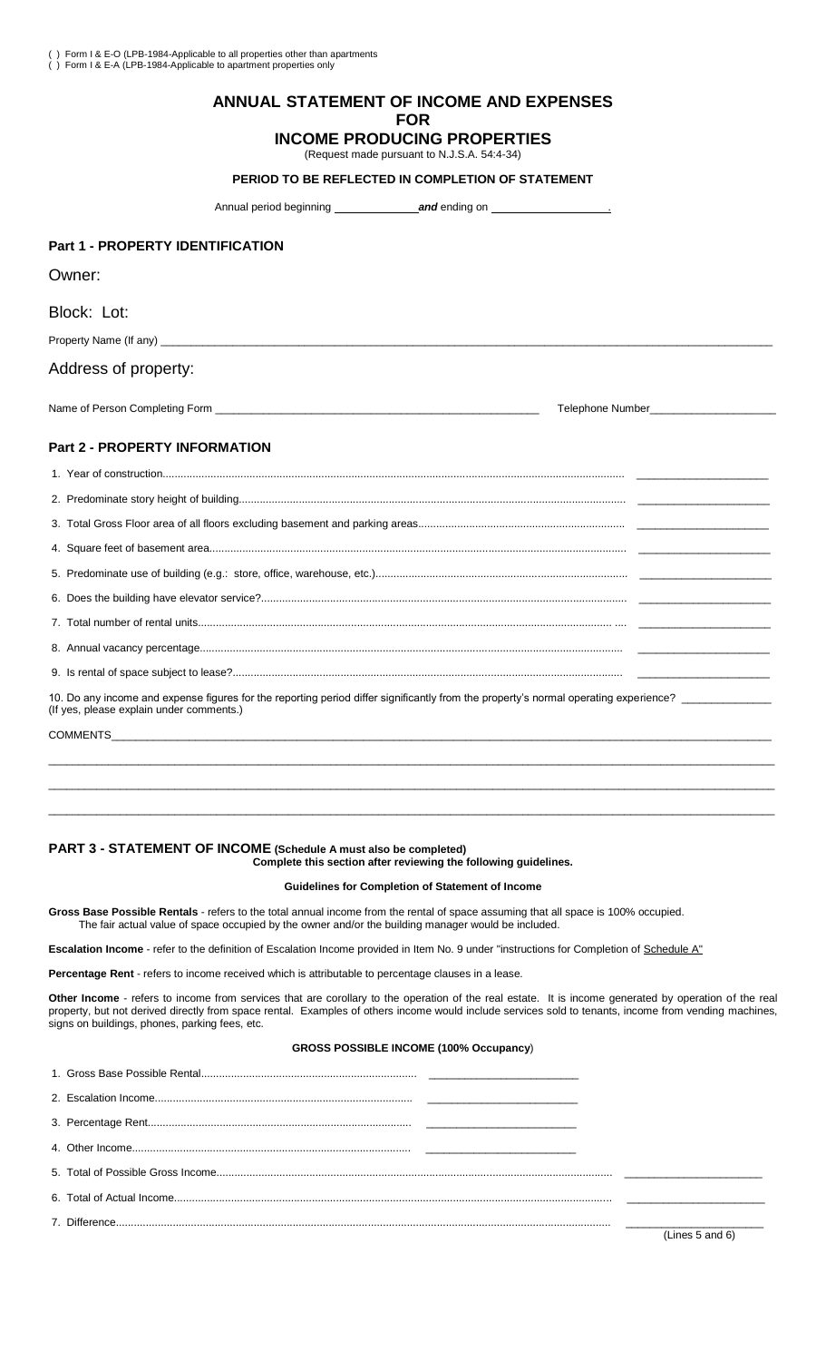( ) Form I & E-O (LPB-1984-Applicable to all properties other than apartments
( ) Form I & E-A (LPB-1984-Applicable to apartment properties only

# ANNUAL STATEMENT OF INCOME AND EXPENSES
# FOR
# INCOME PRODUCING PROPERTIES

(Request made pursuant to N.J.S.A. 54:4-34)

**PERIOD TO BE REFLECTED IN COMPLETION OF STATEMENT**

Annual period beginning ______________ ***and*** ending on ___________________.

## Part 1 - PROPERTY IDENTIFICATION

Owner:

Block: Lot:

Property Name (If any) ____________________________________________________________

Address of property:

Name of Person Completing Form ______________________________________ Telephone Number____________________

## Part 2 - PROPERTY INFORMATION

| | |
|---|---|
| 1. Year of construction | ____________________ |
| 2. Predominate story height of building | ____________________ |
| 3. Total Gross Floor area of all floors excluding basement and parking areas | ____________________ |
| 4. Square feet of basement area | ____________________ |
| 5. Predominate use of building (e.g.: store, office, warehouse, etc.) | ____________________ |
| 6. Does the building have elevator service? | ____________________ |
| 7. Total number of rental units | ____________________ |
| 8. Annual vacancy percentage | ____________________ |
| 9. Is rental of space subject to lease? | ____________________ |

10. Do any income and expense figures for the reporting period differ significantly from the property's normal operating experience? ______________
(If yes, please explain under comments.)

COMMENTS____________________________________________________________

____________________________________________________________

____________________________________________________________

____________________________________________________________

## PART 3 - STATEMENT OF INCOME (Schedule A must also be completed)

**Complete this section after reviewing the following guidelines.**

**Guidelines for Completion of Statement of Income**

**Gross Base Possible Rentals** - refers to the total annual income from the rental of space assuming that all space is 100% occupied. The fair actual value of space occupied by the owner and/or the building manager would be included.

**Escalation Income** - refer to the definition of Escalation Income provided in Item No. 9 under "instructions for Completion of Schedule A"

**Percentage Rent** - refers to income received which is attributable to percentage clauses in a lease.

**Other Income** - refers to income from services that are corollary to the operation of the real estate. It is income generated by operation of the real property, but not derived directly from space rental. Examples of others income would include services sold to tenants, income from vending machines, signs on buildings, phones, parking fees, etc.

**GROSS POSSIBLE INCOME (100% Occupancy)**

| | | |
|---|---|---|
| 1. Gross Base Possible Rental | ________________________ | |
| 2. Escalation Income | ________________________ | |
| 3. Percentage Rent | ________________________ | |
| 4. Other Income | ________________________ | |
| 5. Total of Possible Gross Income | | ____________________ |
| 6. Total of Actual Income | | ____________________ |
| 7. Difference | | ____________________ (Lines 5 and 6) |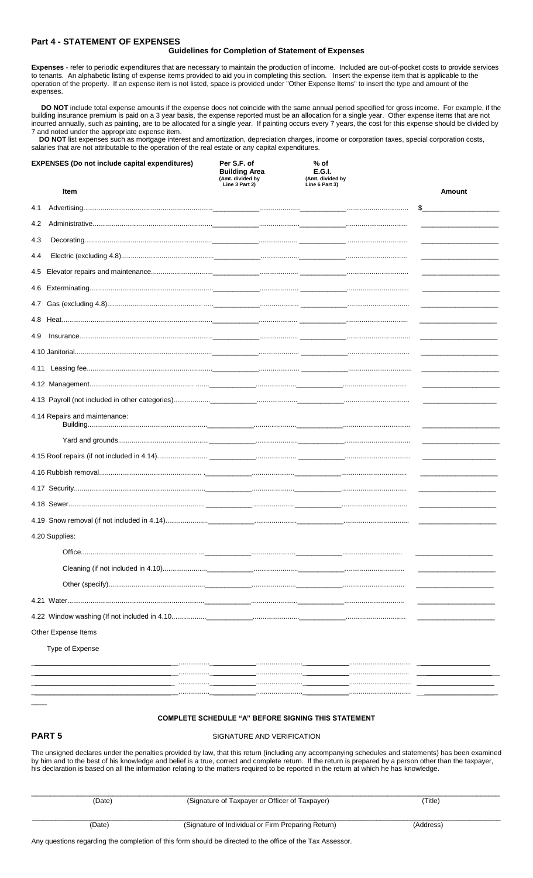## Part 4 - STATEMENT OF EXPENSES

### Guidelines for Completion of Statement of Expenses

**Expenses** - refer to periodic expenditures that are necessary to maintain the production of income. Included are out-of-pocket costs to provide services to tenants. An alphabetic listing of expense items provided to aid you in completing this section. Insert the expense item that is applicable to the operation of the property. If an expense item is not listed, space is provided under "Other Expense Items" to insert the type and amount of the expenses.

**DO NOT** include total expense amounts if the expense does not coincide with the same annual period specified for gross income. For example, if the building insurance premium is paid on a 3 year basis, the expense reported must be an allocation for a single year. Other expense items that are not incurred annually, such as painting, are to be allocated for a single year. If painting occurs every 7 years, the cost for this expense should be divided by 7 and noted under the appropriate expense item.

**DO NOT** list expenses such as mortgage interest and amortization, depreciation charges, income or corporation taxes, special corporation costs, salaries that are not attributable to the operation of the real estate or any capital expenditures.

| EXPENSES (Do not include capital expenditures) Item | Per S.F. of Building Area (Amt. divided by Line 3 Part 2) | % of E.G.I. (Amt. divided by Line 6 Part 3) | Amount |
|---|---|---|---|
| 4.1 Advertising | | | $ |
| 4.2 Administrative | | | |
| 4.3 Decorating | | | |
| 4.4 Electric (excluding 4.8) | | | |
| 4.5 Elevator repairs and maintenance | | | |
| 4.6 Exterminating | | | |
| 4.7 Gas (excluding 4.8) | | | |
| 4.8 Heat | | | |
| 4.9 Insurance | | | |
| 4.10 Janitorial | | | |
| 4.11 Leasing fee | | | |
| 4.12 Management | | | |
| 4.13 Payroll (not included in other categories) | | | |
| 4.14 Repairs and maintenance: Building | | | |
| Yard and grounds | | | |
| 4.15 Roof repairs (if not included in 4.14) | | | |
| 4.16 Rubbish removal | | | |
| 4.17 Security | | | |
| 4.18 Sewer | | | |
| 4.19 Snow removal (if not included in 4.14) | | | |
| 4.20 Supplies: | | | |
| Office | | | |
| Cleaning (if not included in 4.10) | | | |
| Other (specify) | | | |
| 4.21 Water | | | |
| 4.22 Window washing (If not included in 4.10 | | | |
| Other Expense Items | | | |
| Type of Expense | | | |
| | | | |
| | | | |
| | | | |
| | | | |

**COMPLETE SCHEDULE "A" BEFORE SIGNING THIS STATEMENT**

## PART 5

SIGNATURE AND VERIFICATION

The unsigned declares under the penalties provided by law, that this return (including any accompanying schedules and statements) has been examined by him and to the best of his knowledge and belief is a true, correct and complete return. If the return is prepared by a person other than the taxpayer, his declaration is based on all the information relating to the matters required to be reported in the return at which he has knowledge.

| (Date) | (Signature of Taxpayer or Officer of Taxpayer) | (Title) |
|---|---|---|
| (Date) | (Signature of Individual or Firm Preparing Return) | (Address) |

Any questions regarding the completion of this form should be directed to the office of the Tax Assessor.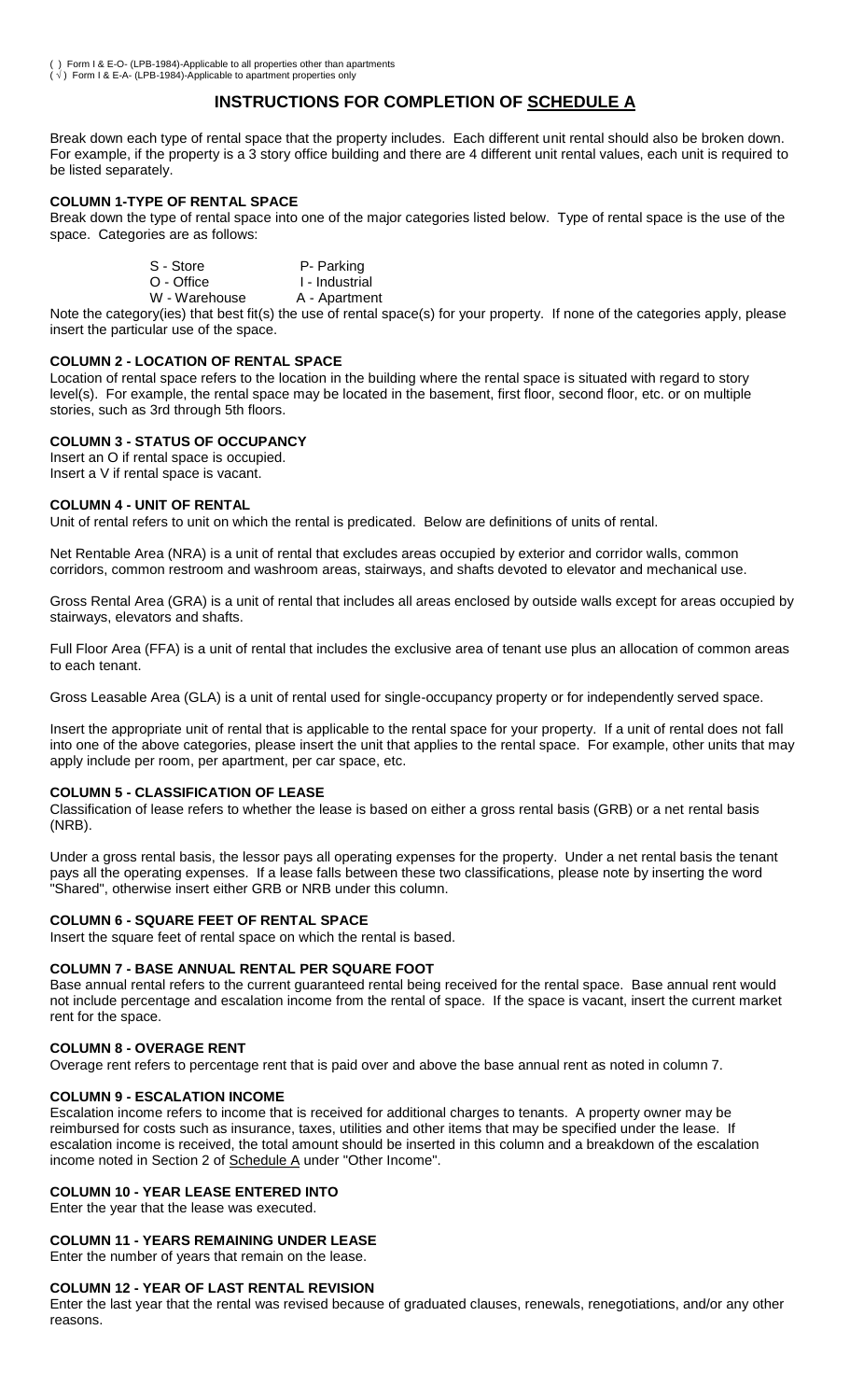( ) Form I & E-O- (LPB-1984)-Applicable to all properties other than apartments
( √ ) Form I & E-A- (LPB-1984)-Applicable to apartment properties only

# INSTRUCTIONS FOR COMPLETION OF SCHEDULE A

Break down each type of rental space that the property includes. Each different unit rental should also be broken down. For example, if the property is a 3 story office building and there are 4 different unit rental values, each unit is required to be listed separately.

### COLUMN 1-TYPE OF RENTAL SPACE

Break down the type of rental space into one of the major categories listed below. Type of rental space is the use of the space. Categories are as follows:

S - Store P- Parking
O - Office I - Industrial
W - Warehouse A - Apartment

Note the category(ies) that best fit(s) the use of rental space(s) for your property. If none of the categories apply, please insert the particular use of the space.

### COLUMN 2 - LOCATION OF RENTAL SPACE

Location of rental space refers to the location in the building where the rental space is situated with regard to story level(s). For example, the rental space may be located in the basement, first floor, second floor, etc. or on multiple stories, such as 3rd through 5th floors.

### COLUMN 3 - STATUS OF OCCUPANCY

Insert an O if rental space is occupied.
Insert a V if rental space is vacant.

### COLUMN 4 - UNIT OF RENTAL

Unit of rental refers to unit on which the rental is predicated. Below are definitions of units of rental.

Net Rentable Area (NRA) is a unit of rental that excludes areas occupied by exterior and corridor walls, common corridors, common restroom and washroom areas, stairways, and shafts devoted to elevator and mechanical use.

Gross Rental Area (GRA) is a unit of rental that includes all areas enclosed by outside walls except for areas occupied by stairways, elevators and shafts.

Full Floor Area (FFA) is a unit of rental that includes the exclusive area of tenant use plus an allocation of common areas to each tenant.

Gross Leasable Area (GLA) is a unit of rental used for single-occupancy property or for independently served space.

Insert the appropriate unit of rental that is applicable to the rental space for your property. If a unit of rental does not fall into one of the above categories, please insert the unit that applies to the rental space. For example, other units that may apply include per room, per apartment, per car space, etc.

### COLUMN 5 - CLASSIFICATION OF LEASE

Classification of lease refers to whether the lease is based on either a gross rental basis (GRB) or a net rental basis (NRB).

Under a gross rental basis, the lessor pays all operating expenses for the property. Under a net rental basis the tenant pays all the operating expenses. If a lease falls between these two classifications, please note by inserting the word "Shared", otherwise insert either GRB or NRB under this column.

### COLUMN 6 - SQUARE FEET OF RENTAL SPACE

Insert the square feet of rental space on which the rental is based.

### COLUMN 7 - BASE ANNUAL RENTAL PER SQUARE FOOT

Base annual rental refers to the current guaranteed rental being received for the rental space. Base annual rent would not include percentage and escalation income from the rental of space. If the space is vacant, insert the current market rent for the space.

### COLUMN 8 - OVERAGE RENT

Overage rent refers to percentage rent that is paid over and above the base annual rent as noted in column 7.

### COLUMN 9 - ESCALATION INCOME

Escalation income refers to income that is received for additional charges to tenants. A property owner may be reimbursed for costs such as insurance, taxes, utilities and other items that may be specified under the lease. If escalation income is received, the total amount should be inserted in this column and a breakdown of the escalation income noted in Section 2 of Schedule A under "Other Income".

### COLUMN 10 - YEAR LEASE ENTERED INTO

Enter the year that the lease was executed.

### COLUMN 11 - YEARS REMAINING UNDER LEASE

Enter the number of years that remain on the lease.

### COLUMN 12 - YEAR OF LAST RENTAL REVISION

Enter the last year that the rental was revised because of graduated clauses, renewals, renegotiations, and/or any other reasons.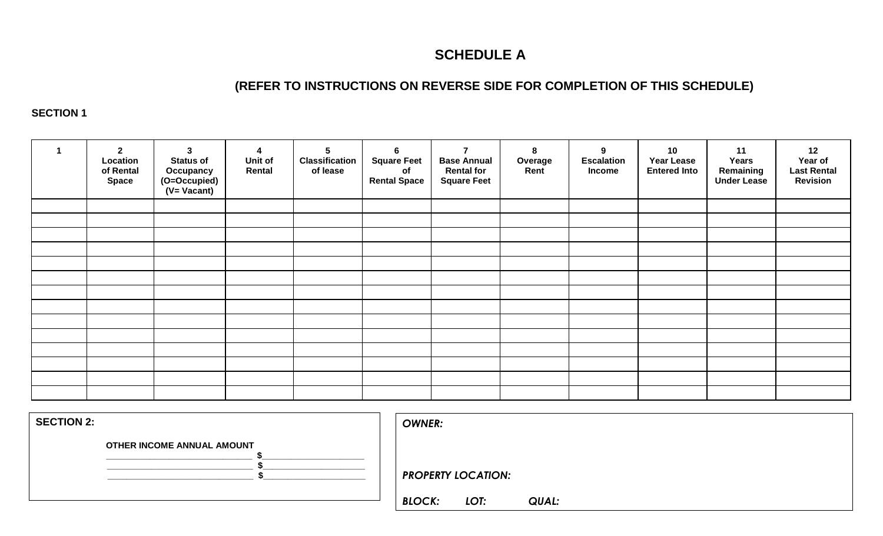# SCHEDULE A

## (REFER TO INSTRUCTIONS ON REVERSE SIDE FOR COMPLETION OF THIS SCHEDULE)

**SECTION 1**

| 1 | 2 Location of Rental Space | 3 Status of Occupancy (O=Occupied) (V= Vacant) | 4 Unit of Rental | 5 Classification of lease | 6 Square Feet of Rental Space | 7 Base Annual Rental for Square Feet | 8 Overage Rent | 9 Escalation Income | 10 Year Lease Entered Into | 11 Years Remaining Under Lease | 12 Year of Last Rental Revision |
|---|---|---|---|---|---|---|---|---|---|---|---|
| | | | | | | | | | | | |
| | | | | | | | | | | | |
| | | | | | | | | | | | |
| | | | | | | | | | | | |
| | | | | | | | | | | | |
| | | | | | | | | | | | |
| | | | | | | | | | | | |
| | | | | | | | | | | | |
| | | | | | | | | | | | |
| | | | | | | | | | | | |
| | | | | | | | | | | | |
| | | | | | | | | | | | |
| | | | | | | | | | | | |
| | | | | | | | | | | | |

**SECTION 2:**

**OTHER INCOME ANNUAL AMOUNT**

______________________________ $____________________

______________________________ $____________________

______________________________ $____________________

***OWNER:***

***PROPERTY LOCATION:***

***BLOCK:*** ***LOT:*** ***QUAL:***